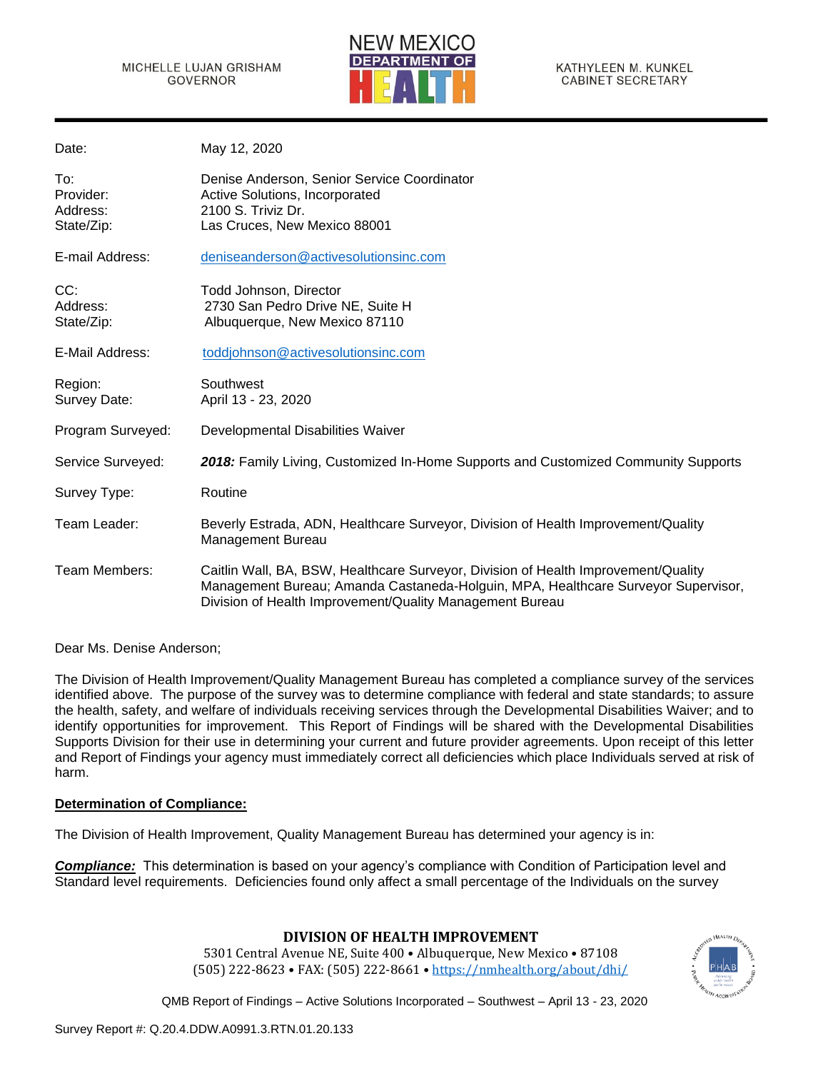MICHELLE LUJAN GRISHAM
GOVERNOR

NEW MEXICO DEPARTMENT OF HEALTH

KATHYLEEN M. KUNKEL
CABINET SECRETARY

| | |
|---|---|
| Date: | May 12, 2020 |
| To: | Denise Anderson, Senior Service Coordinator |
| Provider: | Active Solutions, Incorporated |
| Address: | 2100 S. Triviz Dr. |
| State/Zip: | Las Cruces, New Mexico 88001 |
| E-mail Address: | deniseanderson@activesolutionsinc.com |
| CC: | Todd Johnson, Director |
| Address: | 2730 San Pedro Drive NE, Suite H |
| State/Zip: | Albuquerque, New Mexico 87110 |
| E-Mail Address: | toddjohnson@activesolutionsinc.com |
| Region: | Southwest |
| Survey Date: | April 13 - 23, 2020 |
| Program Surveyed: | Developmental Disabilities Waiver |
| Service Surveyed: | ***2018:*** Family Living, Customized In-Home Supports and Customized Community Supports |
| Survey Type: | Routine |
| Team Leader: | Beverly Estrada, ADN, Healthcare Surveyor, Division of Health Improvement/Quality Management Bureau |
| Team Members: | Caitlin Wall, BA, BSW, Healthcare Surveyor, Division of Health Improvement/Quality Management Bureau; Amanda Castaneda-Holguin, MPA, Healthcare Surveyor Supervisor, Division of Health Improvement/Quality Management Bureau |

Dear Ms. Denise Anderson;

The Division of Health Improvement/Quality Management Bureau has completed a compliance survey of the services identified above. The purpose of the survey was to determine compliance with federal and state standards; to assure the health, safety, and welfare of individuals receiving services through the Developmental Disabilities Waiver; and to identify opportunities for improvement. This Report of Findings will be shared with the Developmental Disabilities Supports Division for their use in determining your current and future provider agreements. Upon receipt of this letter and Report of Findings your agency must immediately correct all deficiencies which place Individuals served at risk of harm.

**Determination of Compliance:**

The Division of Health Improvement, Quality Management Bureau has determined your agency is in:

***Compliance:*** This determination is based on your agency's compliance with Condition of Participation level and Standard level requirements. Deficiencies found only affect a small percentage of the Individuals on the survey

**DIVISION OF HEALTH IMPROVEMENT**
5301 Central Avenue NE, Suite 400 • Albuquerque, New Mexico • 87108
(505) 222-8623 • FAX: (505) 222-8661 • https://nmhealth.org/about/dhi/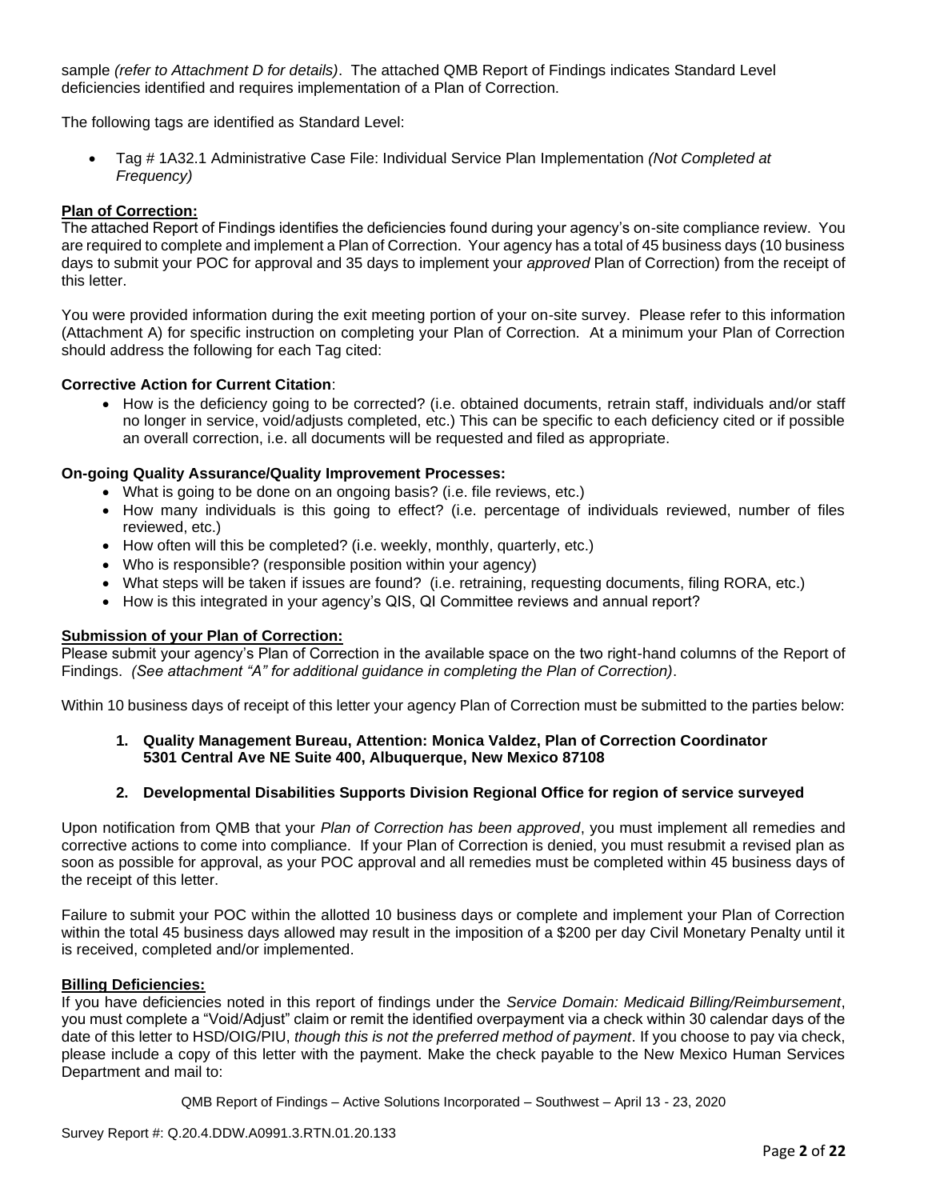sample *(refer to Attachment D for details)*. The attached QMB Report of Findings indicates Standard Level deficiencies identified and requires implementation of a Plan of Correction.

The following tags are identified as Standard Level:

- Tag # 1A32.1 Administrative Case File: Individual Service Plan Implementation *(Not Completed at Frequency)*

**Plan of Correction:**
The attached Report of Findings identifies the deficiencies found during your agency's on-site compliance review. You are required to complete and implement a Plan of Correction. Your agency has a total of 45 business days (10 business days to submit your POC for approval and 35 days to implement your *approved* Plan of Correction) from the receipt of this letter.

You were provided information during the exit meeting portion of your on-site survey. Please refer to this information (Attachment A) for specific instruction on completing your Plan of Correction. At a minimum your Plan of Correction should address the following for each Tag cited:

**Corrective Action for Current Citation**:

- How is the deficiency going to be corrected? (i.e. obtained documents, retrain staff, individuals and/or staff no longer in service, void/adjusts completed, etc.) This can be specific to each deficiency cited or if possible an overall correction, i.e. all documents will be requested and filed as appropriate.

**On-going Quality Assurance/Quality Improvement Processes:**

- What is going to be done on an ongoing basis? (i.e. file reviews, etc.)
- How many individuals is this going to effect? (i.e. percentage of individuals reviewed, number of files reviewed, etc.)
- How often will this be completed? (i.e. weekly, monthly, quarterly, etc.)
- Who is responsible? (responsible position within your agency)
- What steps will be taken if issues are found? (i.e. retraining, requesting documents, filing RORA, etc.)
- How is this integrated in your agency's QIS, QI Committee reviews and annual report?

**Submission of your Plan of Correction:**
Please submit your agency's Plan of Correction in the available space on the two right-hand columns of the Report of Findings. *(See attachment "A" for additional guidance in completing the Plan of Correction)*.

Within 10 business days of receipt of this letter your agency Plan of Correction must be submitted to the parties below:

1. **Quality Management Bureau, Attention: Monica Valdez, Plan of Correction Coordinator 5301 Central Ave NE Suite 400, Albuquerque, New Mexico 87108**
2. **Developmental Disabilities Supports Division Regional Office for region of service surveyed**

Upon notification from QMB that your *Plan of Correction has been approved*, you must implement all remedies and corrective actions to come into compliance. If your Plan of Correction is denied, you must resubmit a revised plan as soon as possible for approval, as your POC approval and all remedies must be completed within 45 business days of the receipt of this letter.

Failure to submit your POC within the allotted 10 business days or complete and implement your Plan of Correction within the total 45 business days allowed may result in the imposition of a $200 per day Civil Monetary Penalty until it is received, completed and/or implemented.

**Billing Deficiencies:**
If you have deficiencies noted in this report of findings under the *Service Domain: Medicaid Billing/Reimbursement*, you must complete a "Void/Adjust" claim or remit the identified overpayment via a check within 30 calendar days of the date of this letter to HSD/OIG/PIU, *though this is not the preferred method of payment*. If you choose to pay via check, please include a copy of this letter with the payment. Make the check payable to the New Mexico Human Services Department and mail to: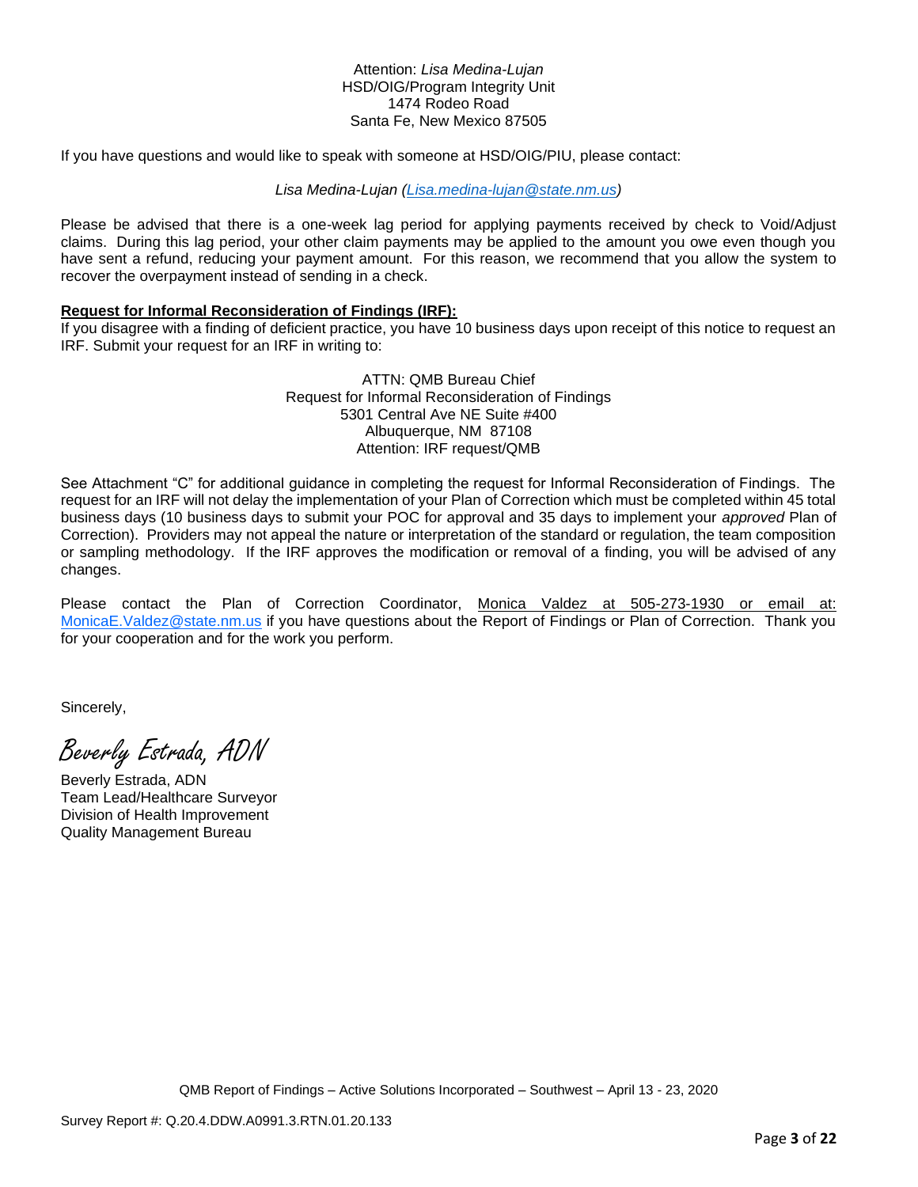Attention: *Lisa Medina-Lujan*
HSD/OIG/Program Integrity Unit
1474 Rodeo Road
Santa Fe, New Mexico 87505

If you have questions and would like to speak with someone at HSD/OIG/PIU, please contact:

*Lisa Medina-Lujan (Lisa.medina-lujan@state.nm.us)*

Please be advised that there is a one-week lag period for applying payments received by check to Void/Adjust claims. During this lag period, your other claim payments may be applied to the amount you owe even though you have sent a refund, reducing your payment amount. For this reason, we recommend that you allow the system to recover the overpayment instead of sending in a check.

**Request for Informal Reconsideration of Findings (IRF):**
If you disagree with a finding of deficient practice, you have 10 business days upon receipt of this notice to request an IRF. Submit your request for an IRF in writing to:

ATTN: QMB Bureau Chief
Request for Informal Reconsideration of Findings
5301 Central Ave NE Suite #400
Albuquerque, NM 87108
Attention: IRF request/QMB

See Attachment "C" for additional guidance in completing the request for Informal Reconsideration of Findings. The request for an IRF will not delay the implementation of your Plan of Correction which must be completed within 45 total business days (10 business days to submit your POC for approval and 35 days to implement your *approved* Plan of Correction). Providers may not appeal the nature or interpretation of the standard or regulation, the team composition or sampling methodology. If the IRF approves the modification or removal of a finding, you will be advised of any changes.

Please contact the Plan of Correction Coordinator, Monica Valdez at 505-273-1930 or email at: MonicaE.Valdez@state.nm.us if you have questions about the Report of Findings or Plan of Correction. Thank you for your cooperation and for the work you perform.

Sincerely,

*Beverly Estrada, ADN*

Beverly Estrada, ADN
Team Lead/Healthcare Surveyor
Division of Health Improvement
Quality Management Bureau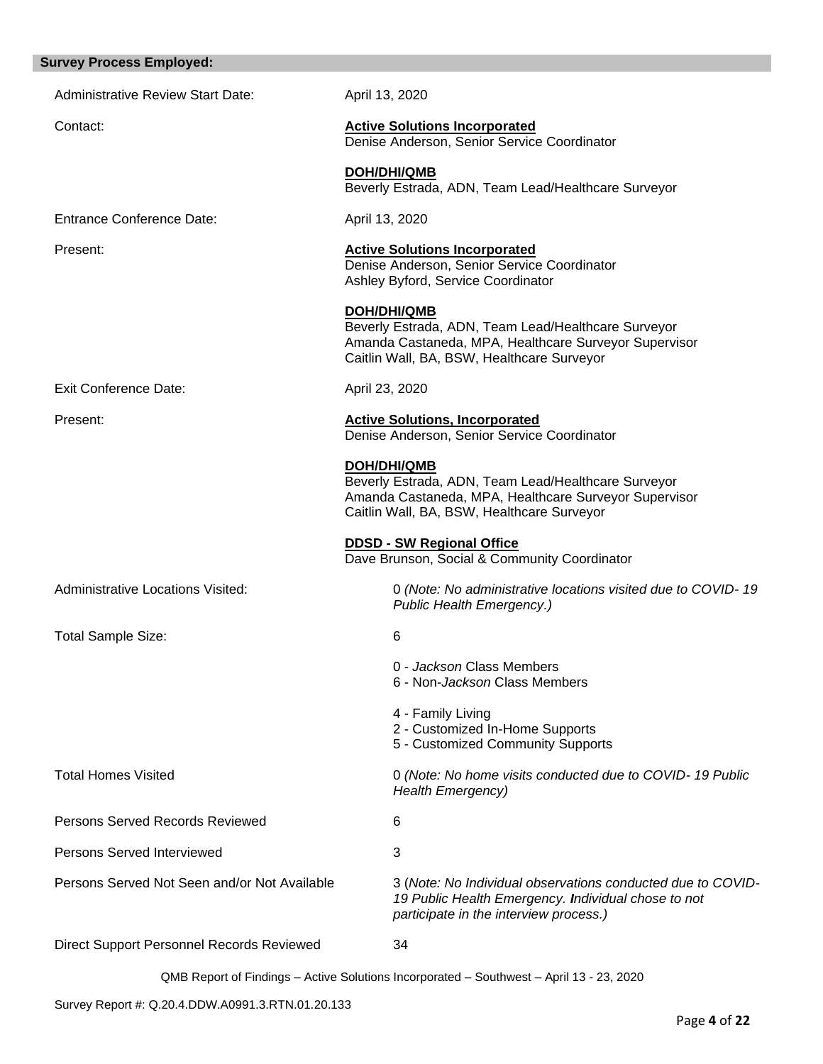## Survey Process Employed:

| | |
|---|---|
| Administrative Review Start Date: | April 13, 2020 |
| Contact: | **Active Solutions Incorporated**<br>Denise Anderson, Senior Service Coordinator<br><br>**DOH/DHI/QMB**<br>Beverly Estrada, ADN, Team Lead/Healthcare Surveyor |
| Entrance Conference Date: | April 13, 2020 |
| Present: | **Active Solutions Incorporated**<br>Denise Anderson, Senior Service Coordinator<br>Ashley Byford, Service Coordinator<br><br>**DOH/DHI/QMB**<br>Beverly Estrada, ADN, Team Lead/Healthcare Surveyor<br>Amanda Castaneda, MPA, Healthcare Surveyor Supervisor<br>Caitlin Wall, BA, BSW, Healthcare Surveyor |
| Exit Conference Date: | April 23, 2020 |
| Present: | **Active Solutions, Incorporated**<br>Denise Anderson, Senior Service Coordinator<br><br>**DOH/DHI/QMB**<br>Beverly Estrada, ADN, Team Lead/Healthcare Surveyor<br>Amanda Castaneda, MPA, Healthcare Surveyor Supervisor<br>Caitlin Wall, BA, BSW, Healthcare Surveyor<br><br>**DDSD - SW Regional Office**<br>Dave Brunson, Social & Community Coordinator |
| Administrative Locations Visited: | 0 *(Note: No administrative locations visited due to COVID- 19 Public Health Emergency.)* |
| Total Sample Size: | 6<br><br>0 - *Jackson* Class Members<br>6 - Non-*Jackson* Class Members<br><br>4 - Family Living<br>2 - Customized In-Home Supports<br>5 - Customized Community Supports |
| Total Homes Visited | 0 *(Note: No home visits conducted due to COVID- 19 Public Health Emergency)* |
| Persons Served Records Reviewed | 6 |
| Persons Served Interviewed | 3 |
| Persons Served Not Seen and/or Not Available | 3 (*Note: No Individual observations conducted due to COVID-19 Public Health Emergency. Individual chose to not participate in the interview process.)* |
| Direct Support Personnel Records Reviewed | 34 |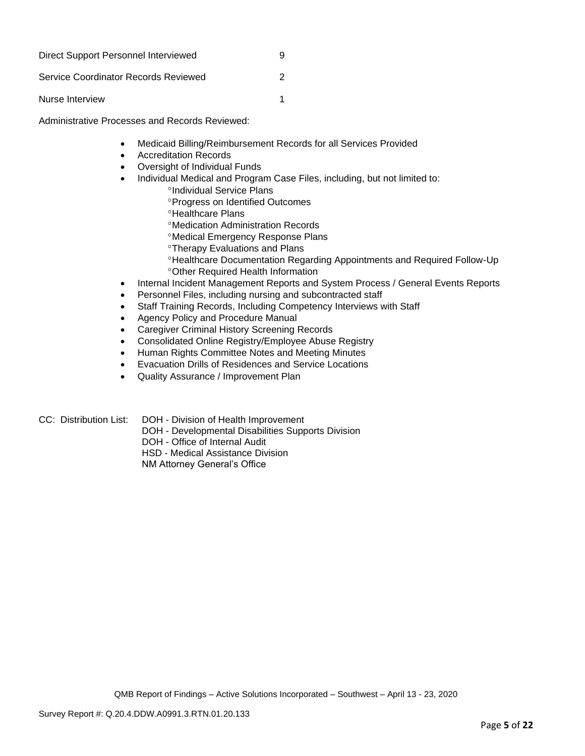Direct Support Personnel Interviewed 9

Service Coordinator Records Reviewed 2

Nurse Interview 1

Administrative Processes and Records Reviewed:

- Medicaid Billing/Reimbursement Records for all Services Provided
- Accreditation Records
- Oversight of Individual Funds
- Individual Medical and Program Case Files, including, but not limited to:
    - °Individual Service Plans
    - °Progress on Identified Outcomes
    - °Healthcare Plans
    - °Medication Administration Records
    - °Medical Emergency Response Plans
    - °Therapy Evaluations and Plans
    - °Healthcare Documentation Regarding Appointments and Required Follow-Up
    - °Other Required Health Information
- Internal Incident Management Reports and System Process / General Events Reports
- Personnel Files, including nursing and subcontracted staff
- Staff Training Records, Including Competency Interviews with Staff
- Agency Policy and Procedure Manual
- Caregiver Criminal History Screening Records
- Consolidated Online Registry/Employee Abuse Registry
- Human Rights Committee Notes and Meeting Minutes
- Evacuation Drills of Residences and Service Locations
- Quality Assurance / Improvement Plan

CC: Distribution List: DOH - Division of Health Improvement
DOH - Developmental Disabilities Supports Division
DOH - Office of Internal Audit
HSD - Medical Assistance Division
NM Attorney General's Office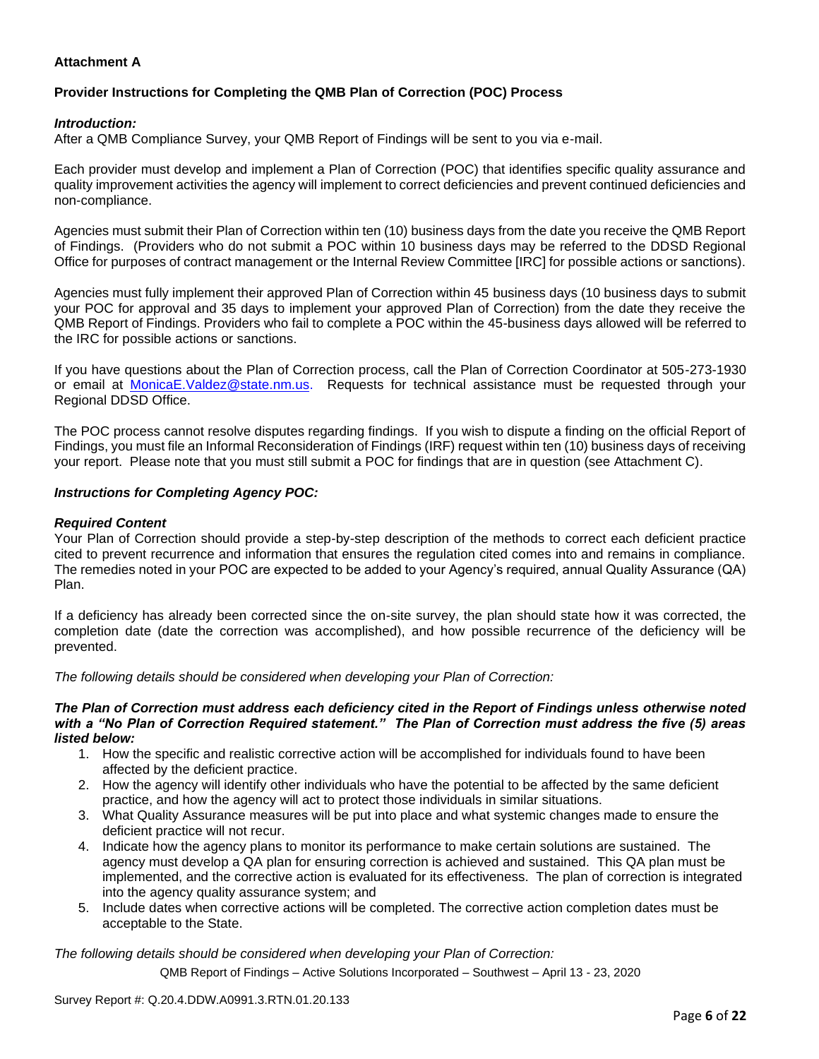**Attachment A**

**Provider Instructions for Completing the QMB Plan of Correction (POC) Process**

***Introduction:***

After a QMB Compliance Survey, your QMB Report of Findings will be sent to you via e-mail.

Each provider must develop and implement a Plan of Correction (POC) that identifies specific quality assurance and quality improvement activities the agency will implement to correct deficiencies and prevent continued deficiencies and non-compliance.

Agencies must submit their Plan of Correction within ten (10) business days from the date you receive the QMB Report of Findings. (Providers who do not submit a POC within 10 business days may be referred to the DDSD Regional Office for purposes of contract management or the Internal Review Committee [IRC] for possible actions or sanctions).

Agencies must fully implement their approved Plan of Correction within 45 business days (10 business days to submit your POC for approval and 35 days to implement your approved Plan of Correction) from the date they receive the QMB Report of Findings. Providers who fail to complete a POC within the 45-business days allowed will be referred to the IRC for possible actions or sanctions.

If you have questions about the Plan of Correction process, call the Plan of Correction Coordinator at 505-273-1930 or email at MonicaE.Valdez@state.nm.us. Requests for technical assistance must be requested through your Regional DDSD Office.

The POC process cannot resolve disputes regarding findings. If you wish to dispute a finding on the official Report of Findings, you must file an Informal Reconsideration of Findings (IRF) request within ten (10) business days of receiving your report. Please note that you must still submit a POC for findings that are in question (see Attachment C).

***Instructions for Completing Agency POC:***

***Required Content***

Your Plan of Correction should provide a step-by-step description of the methods to correct each deficient practice cited to prevent recurrence and information that ensures the regulation cited comes into and remains in compliance. The remedies noted in your POC are expected to be added to your Agency's required, annual Quality Assurance (QA) Plan.

If a deficiency has already been corrected since the on-site survey, the plan should state how it was corrected, the completion date (date the correction was accomplished), and how possible recurrence of the deficiency will be prevented.

*The following details should be considered when developing your Plan of Correction:*

***The Plan of Correction must address each deficiency cited in the Report of Findings unless otherwise noted with a "No Plan of Correction Required statement." The Plan of Correction must address the five (5) areas listed below:***

1. How the specific and realistic corrective action will be accomplished for individuals found to have been affected by the deficient practice.
2. How the agency will identify other individuals who have the potential to be affected by the same deficient practice, and how the agency will act to protect those individuals in similar situations.
3. What Quality Assurance measures will be put into place and what systemic changes made to ensure the deficient practice will not recur.
4. Indicate how the agency plans to monitor its performance to make certain solutions are sustained. The agency must develop a QA plan for ensuring correction is achieved and sustained. This QA plan must be implemented, and the corrective action is evaluated for its effectiveness. The plan of correction is integrated into the agency quality assurance system; and
5. Include dates when corrective actions will be completed. The corrective action completion dates must be acceptable to the State.

*The following details should be considered when developing your Plan of Correction:*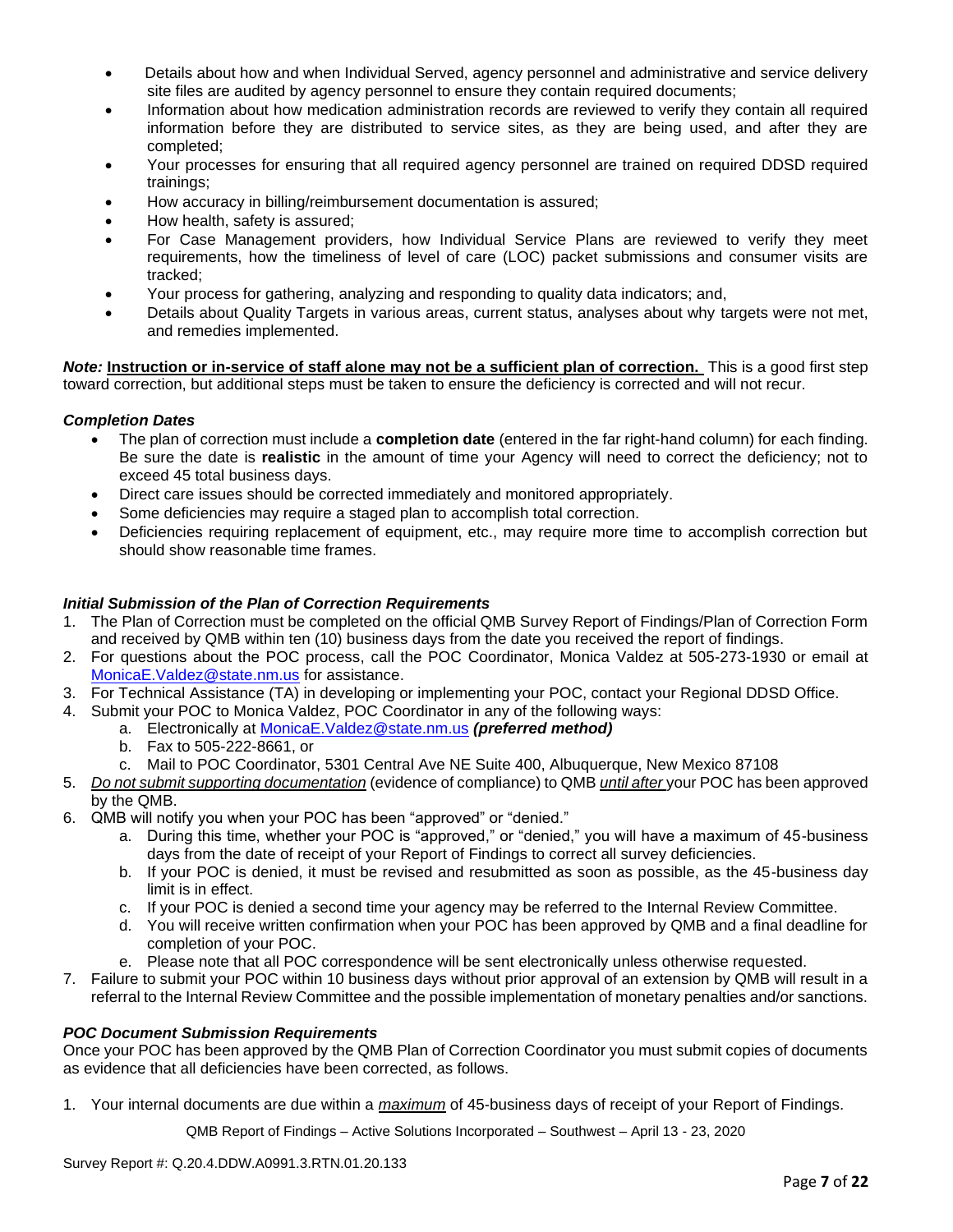- Details about how and when Individual Served, agency personnel and administrative and service delivery site files are audited by agency personnel to ensure they contain required documents;
- Information about how medication administration records are reviewed to verify they contain all required information before they are distributed to service sites, as they are being used, and after they are completed;
- Your processes for ensuring that all required agency personnel are trained on required DDSD required trainings;
- How accuracy in billing/reimbursement documentation is assured;
- How health, safety is assured;
- For Case Management providers, how Individual Service Plans are reviewed to verify they meet requirements, how the timeliness of level of care (LOC) packet submissions and consumer visits are tracked;
- Your process for gathering, analyzing and responding to quality data indicators; and,
- Details about Quality Targets in various areas, current status, analyses about why targets were not met, and remedies implemented.

***Note:*** **Instruction or in-service of staff alone may not be a sufficient plan of correction.** This is a good first step toward correction, but additional steps must be taken to ensure the deficiency is corrected and will not recur.

***Completion Dates***

- The plan of correction must include a **completion date** (entered in the far right-hand column) for each finding. Be sure the date is **realistic** in the amount of time your Agency will need to correct the deficiency; not to exceed 45 total business days.
- Direct care issues should be corrected immediately and monitored appropriately.
- Some deficiencies may require a staged plan to accomplish total correction.
- Deficiencies requiring replacement of equipment, etc., may require more time to accomplish correction but should show reasonable time frames.

***Initial Submission of the Plan of Correction Requirements***

1. The Plan of Correction must be completed on the official QMB Survey Report of Findings/Plan of Correction Form and received by QMB within ten (10) business days from the date you received the report of findings.
2. For questions about the POC process, call the POC Coordinator, Monica Valdez at 505-273-1930 or email at MonicaE.Valdez@state.nm.us for assistance.
3. For Technical Assistance (TA) in developing or implementing your POC, contact your Regional DDSD Office.
4. Submit your POC to Monica Valdez, POC Coordinator in any of the following ways:
   a. Electronically at MonicaE.Valdez@state.nm.us ***(preferred method)***
   b. Fax to 505-222-8661, or
   c. Mail to POC Coordinator, 5301 Central Ave NE Suite 400, Albuquerque, New Mexico 87108
5. *Do not submit supporting documentation* (evidence of compliance) to QMB *until after* your POC has been approved by the QMB.
6. QMB will notify you when your POC has been "approved" or "denied."
   a. During this time, whether your POC is "approved," or "denied," you will have a maximum of 45-business days from the date of receipt of your Report of Findings to correct all survey deficiencies.
   b. If your POC is denied, it must be revised and resubmitted as soon as possible, as the 45-business day limit is in effect.
   c. If your POC is denied a second time your agency may be referred to the Internal Review Committee.
   d. You will receive written confirmation when your POC has been approved by QMB and a final deadline for completion of your POC.
   e. Please note that all POC correspondence will be sent electronically unless otherwise requested.
7. Failure to submit your POC within 10 business days without prior approval of an extension by QMB will result in a referral to the Internal Review Committee and the possible implementation of monetary penalties and/or sanctions.

***POC Document Submission Requirements***

Once your POC has been approved by the QMB Plan of Correction Coordinator you must submit copies of documents as evidence that all deficiencies have been corrected, as follows.

1. Your internal documents are due within a ***maximum*** of 45-business days of receipt of your Report of Findings.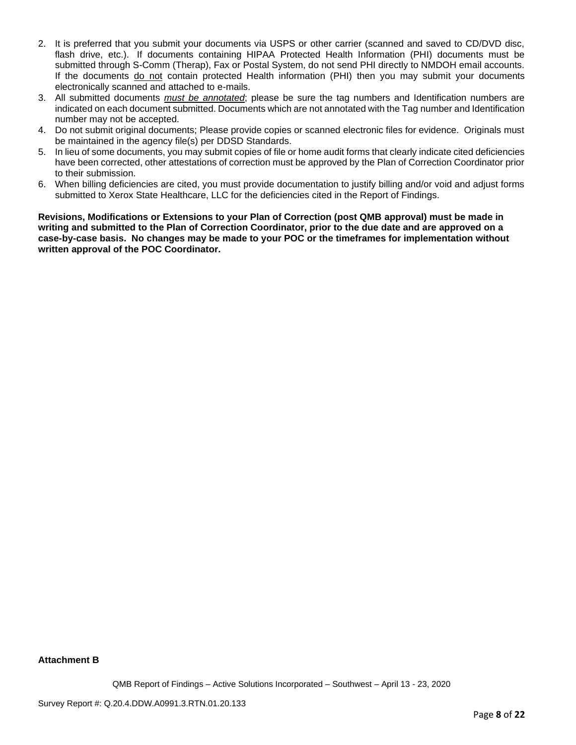2. It is preferred that you submit your documents via USPS or other carrier (scanned and saved to CD/DVD disc, flash drive, etc.). If documents containing HIPAA Protected Health Information (PHI) documents must be submitted through S-Comm (Therap), Fax or Postal System, do not send PHI directly to NMDOH email accounts. If the documents <u>do not</u> contain protected Health information (PHI) then you may submit your documents electronically scanned and attached to e-mails.
3. All submitted documents <u>*must be annotated*</u>; please be sure the tag numbers and Identification numbers are indicated on each document submitted. Documents which are not annotated with the Tag number and Identification number may not be accepted.
4. Do not submit original documents; Please provide copies or scanned electronic files for evidence. Originals must be maintained in the agency file(s) per DDSD Standards.
5. In lieu of some documents, you may submit copies of file or home audit forms that clearly indicate cited deficiencies have been corrected, other attestations of correction must be approved by the Plan of Correction Coordinator prior to their submission.
6. When billing deficiencies are cited, you must provide documentation to justify billing and/or void and adjust forms submitted to Xerox State Healthcare, LLC for the deficiencies cited in the Report of Findings.

**Revisions, Modifications or Extensions to your Plan of Correction (post QMB approval) must be made in writing and submitted to the Plan of Correction Coordinator, prior to the due date and are approved on a case-by-case basis. No changes may be made to your POC or the timeframes for implementation without written approval of the POC Coordinator.**

**Attachment B**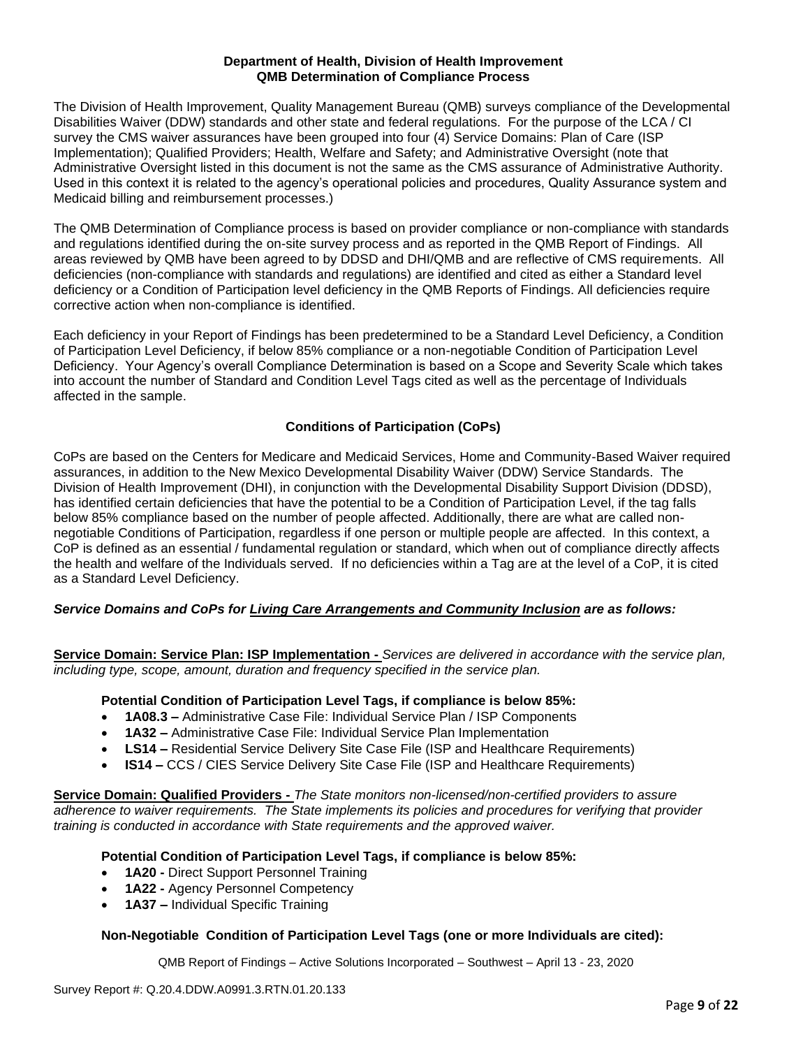**Department of Health, Division of Health Improvement**
**QMB Determination of Compliance Process**

The Division of Health Improvement, Quality Management Bureau (QMB) surveys compliance of the Developmental Disabilities Waiver (DDW) standards and other state and federal regulations. For the purpose of the LCA / CI survey the CMS waiver assurances have been grouped into four (4) Service Domains: Plan of Care (ISP Implementation); Qualified Providers; Health, Welfare and Safety; and Administrative Oversight (note that Administrative Oversight listed in this document is not the same as the CMS assurance of Administrative Authority. Used in this context it is related to the agency's operational policies and procedures, Quality Assurance system and Medicaid billing and reimbursement processes.)

The QMB Determination of Compliance process is based on provider compliance or non-compliance with standards and regulations identified during the on-site survey process and as reported in the QMB Report of Findings. All areas reviewed by QMB have been agreed to by DDSD and DHI/QMB and are reflective of CMS requirements. All deficiencies (non-compliance with standards and regulations) are identified and cited as either a Standard level deficiency or a Condition of Participation level deficiency in the QMB Reports of Findings. All deficiencies require corrective action when non-compliance is identified.

Each deficiency in your Report of Findings has been predetermined to be a Standard Level Deficiency, a Condition of Participation Level Deficiency, if below 85% compliance or a non-negotiable Condition of Participation Level Deficiency. Your Agency's overall Compliance Determination is based on a Scope and Severity Scale which takes into account the number of Standard and Condition Level Tags cited as well as the percentage of Individuals affected in the sample.

**Conditions of Participation (CoPs)**

CoPs are based on the Centers for Medicare and Medicaid Services, Home and Community-Based Waiver required assurances, in addition to the New Mexico Developmental Disability Waiver (DDW) Service Standards. The Division of Health Improvement (DHI), in conjunction with the Developmental Disability Support Division (DDSD), has identified certain deficiencies that have the potential to be a Condition of Participation Level, if the tag falls below 85% compliance based on the number of people affected. Additionally, there are what are called non-negotiable Conditions of Participation, regardless if one person or multiple people are affected. In this context, a CoP is defined as an essential / fundamental regulation or standard, which when out of compliance directly affects the health and welfare of the Individuals served. If no deficiencies within a Tag are at the level of a CoP, it is cited as a Standard Level Deficiency.

***Service Domains and CoPs for Living Care Arrangements and Community Inclusion are as follows:***

**Service Domain: Service Plan: ISP Implementation -** *Services are delivered in accordance with the service plan, including type, scope, amount, duration and frequency specified in the service plan.*

**Potential Condition of Participation Level Tags, if compliance is below 85%:**

- **1A08.3 –** Administrative Case File: Individual Service Plan / ISP Components
- **1A32 –** Administrative Case File: Individual Service Plan Implementation
- **LS14 –** Residential Service Delivery Site Case File (ISP and Healthcare Requirements)
- **IS14 –** CCS / CIES Service Delivery Site Case File (ISP and Healthcare Requirements)

**Service Domain: Qualified Providers -** *The State monitors non-licensed/non-certified providers to assure adherence to waiver requirements. The State implements its policies and procedures for verifying that provider training is conducted in accordance with State requirements and the approved waiver.*

**Potential Condition of Participation Level Tags, if compliance is below 85%:**

- **1A20 -** Direct Support Personnel Training
- **1A22 -** Agency Personnel Competency
- **1A37 –** Individual Specific Training

**Non-Negotiable Condition of Participation Level Tags (one or more Individuals are cited):**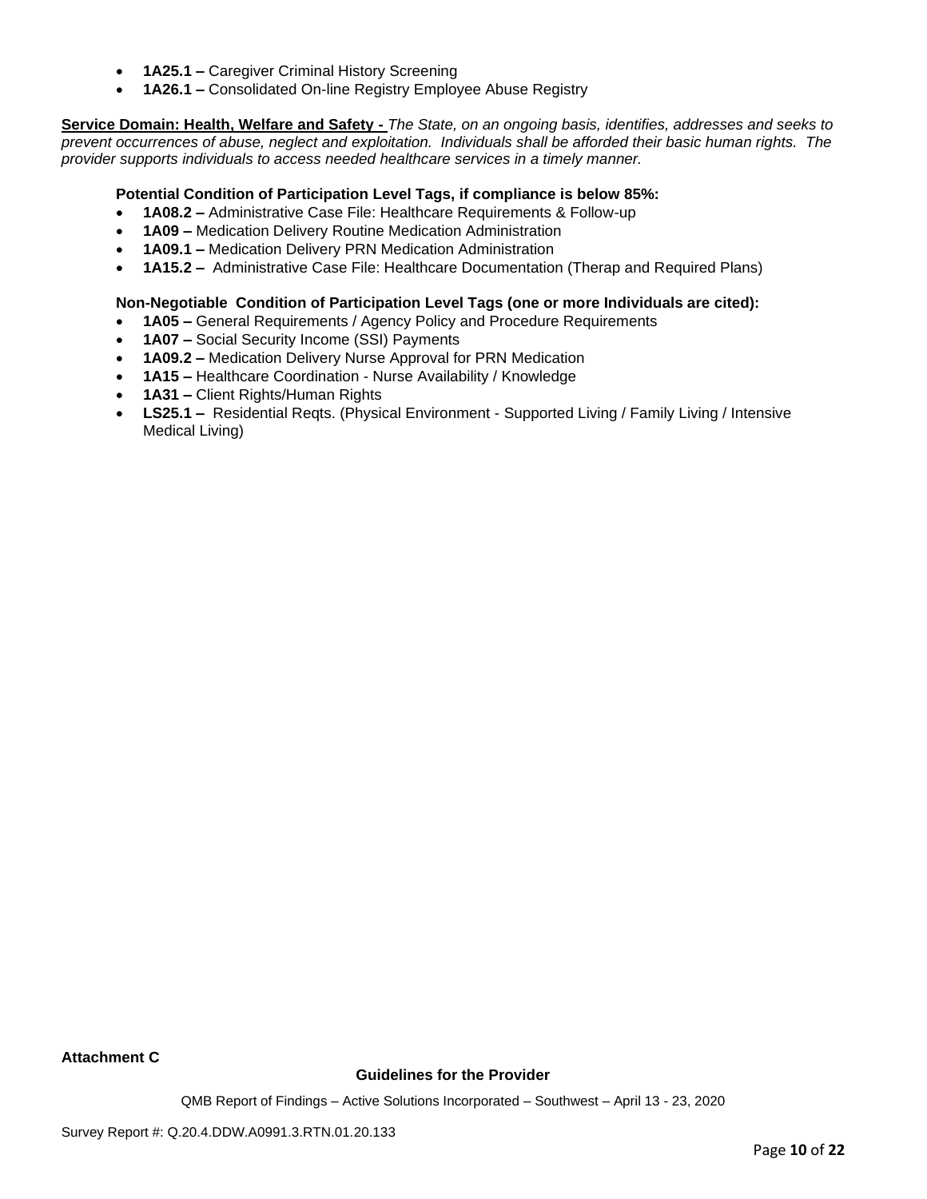- **1A25.1 –** Caregiver Criminal History Screening
- **1A26.1 –** Consolidated On-line Registry Employee Abuse Registry

**Service Domain: Health, Welfare and Safety -** *The State, on an ongoing basis, identifies, addresses and seeks to prevent occurrences of abuse, neglect and exploitation. Individuals shall be afforded their basic human rights. The provider supports individuals to access needed healthcare services in a timely manner.*

**Potential Condition of Participation Level Tags, if compliance is below 85%:**

- **1A08.2 –** Administrative Case File: Healthcare Requirements & Follow-up
- **1A09 –** Medication Delivery Routine Medication Administration
- **1A09.1 –** Medication Delivery PRN Medication Administration
- **1A15.2 –** Administrative Case File: Healthcare Documentation (Therap and Required Plans)

**Non-Negotiable Condition of Participation Level Tags (one or more Individuals are cited):**

- **1A05 –** General Requirements / Agency Policy and Procedure Requirements
- **1A07 –** Social Security Income (SSI) Payments
- **1A09.2 –** Medication Delivery Nurse Approval for PRN Medication
- **1A15 –** Healthcare Coordination - Nurse Availability / Knowledge
- **1A31 –** Client Rights/Human Rights
- **LS25.1 –** Residential Reqts. (Physical Environment - Supported Living / Family Living / Intensive Medical Living)

**Attachment C**

**Guidelines for the Provider**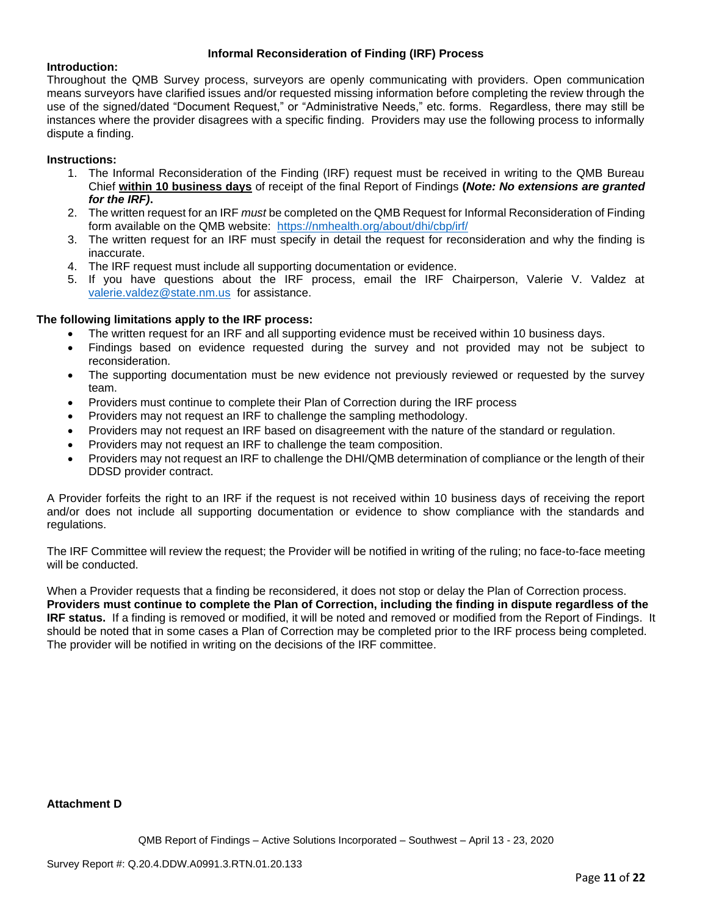## Informal Reconsideration of Finding (IRF) Process

**Introduction:**
Throughout the QMB Survey process, surveyors are openly communicating with providers. Open communication means surveyors have clarified issues and/or requested missing information before completing the review through the use of the signed/dated "Document Request," or "Administrative Needs," etc. forms. Regardless, there may still be instances where the provider disagrees with a specific finding. Providers may use the following process to informally dispute a finding.

**Instructions:**

1. The Informal Reconsideration of the Finding (IRF) request must be received in writing to the QMB Bureau Chief **within 10 business days** of receipt of the final Report of Findings **(*Note: No extensions are granted for the IRF)*.**
2. The written request for an IRF *must* be completed on the QMB Request for Informal Reconsideration of Finding form available on the QMB website: https://nmhealth.org/about/dhi/cbp/irf/
3. The written request for an IRF must specify in detail the request for reconsideration and why the finding is inaccurate.
4. The IRF request must include all supporting documentation or evidence.
5. If you have questions about the IRF process, email the IRF Chairperson, Valerie V. Valdez at valerie.valdez@state.nm.us for assistance.

**The following limitations apply to the IRF process:**

- The written request for an IRF and all supporting evidence must be received within 10 business days.
- Findings based on evidence requested during the survey and not provided may not be subject to reconsideration.
- The supporting documentation must be new evidence not previously reviewed or requested by the survey team.
- Providers must continue to complete their Plan of Correction during the IRF process
- Providers may not request an IRF to challenge the sampling methodology.
- Providers may not request an IRF based on disagreement with the nature of the standard or regulation.
- Providers may not request an IRF to challenge the team composition.
- Providers may not request an IRF to challenge the DHI/QMB determination of compliance or the length of their DDSD provider contract.

A Provider forfeits the right to an IRF if the request is not received within 10 business days of receiving the report and/or does not include all supporting documentation or evidence to show compliance with the standards and regulations.

The IRF Committee will review the request; the Provider will be notified in writing of the ruling; no face-to-face meeting will be conducted.

When a Provider requests that a finding be reconsidered, it does not stop or delay the Plan of Correction process. **Providers must continue to complete the Plan of Correction, including the finding in dispute regardless of the IRF status.** If a finding is removed or modified, it will be noted and removed or modified from the Report of Findings. It should be noted that in some cases a Plan of Correction may be completed prior to the IRF process being completed. The provider will be notified in writing on the decisions of the IRF committee.

**Attachment D**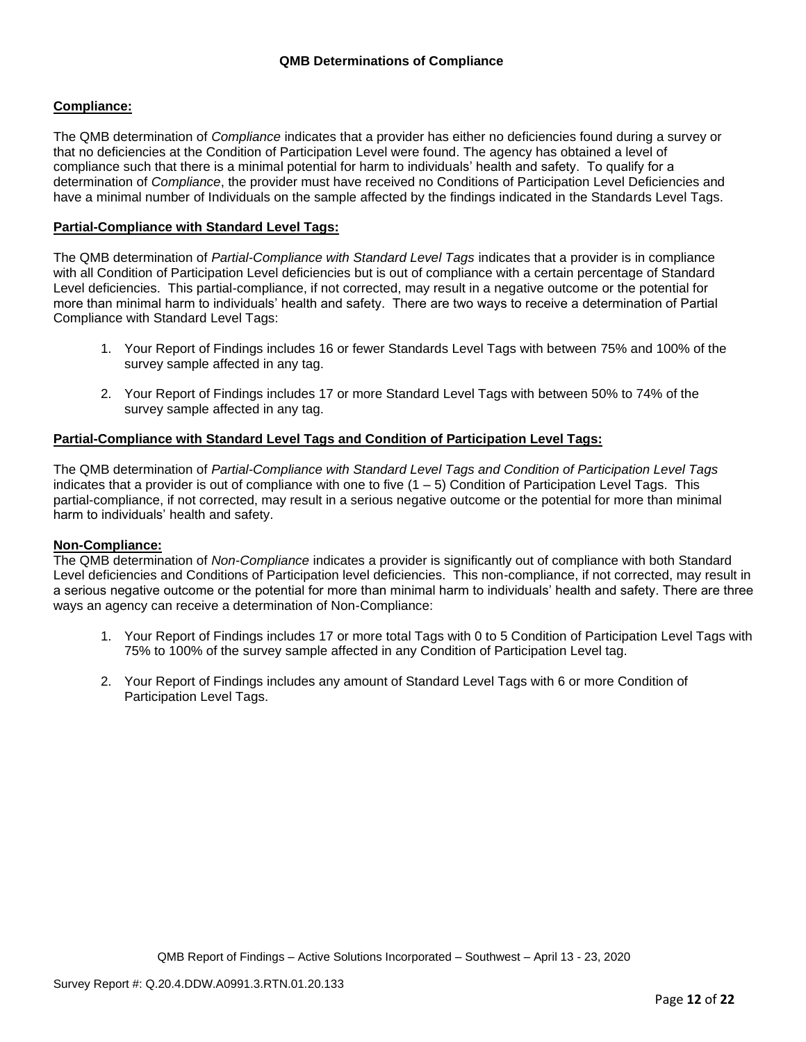## QMB Determinations of Compliance

### Compliance:

The QMB determination of *Compliance* indicates that a provider has either no deficiencies found during a survey or that no deficiencies at the Condition of Participation Level were found. The agency has obtained a level of compliance such that there is a minimal potential for harm to individuals' health and safety. To qualify for a determination of *Compliance*, the provider must have received no Conditions of Participation Level Deficiencies and have a minimal number of Individuals on the sample affected by the findings indicated in the Standards Level Tags.

### Partial-Compliance with Standard Level Tags:

The QMB determination of *Partial-Compliance with Standard Level Tags* indicates that a provider is in compliance with all Condition of Participation Level deficiencies but is out of compliance with a certain percentage of Standard Level deficiencies. This partial-compliance, if not corrected, may result in a negative outcome or the potential for more than minimal harm to individuals' health and safety. There are two ways to receive a determination of Partial Compliance with Standard Level Tags:

1. Your Report of Findings includes 16 or fewer Standards Level Tags with between 75% and 100% of the survey sample affected in any tag.
2. Your Report of Findings includes 17 or more Standard Level Tags with between 50% to 74% of the survey sample affected in any tag.

### Partial-Compliance with Standard Level Tags and Condition of Participation Level Tags:

The QMB determination of *Partial-Compliance with Standard Level Tags and Condition of Participation Level Tags* indicates that a provider is out of compliance with one to five (1 – 5) Condition of Participation Level Tags. This partial-compliance, if not corrected, may result in a serious negative outcome or the potential for more than minimal harm to individuals' health and safety.

### Non-Compliance:

The QMB determination of *Non-Compliance* indicates a provider is significantly out of compliance with both Standard Level deficiencies and Conditions of Participation level deficiencies. This non-compliance, if not corrected, may result in a serious negative outcome or the potential for more than minimal harm to individuals' health and safety. There are three ways an agency can receive a determination of Non-Compliance:

1. Your Report of Findings includes 17 or more total Tags with 0 to 5 Condition of Participation Level Tags with 75% to 100% of the survey sample affected in any Condition of Participation Level tag.
2. Your Report of Findings includes any amount of Standard Level Tags with 6 or more Condition of Participation Level Tags.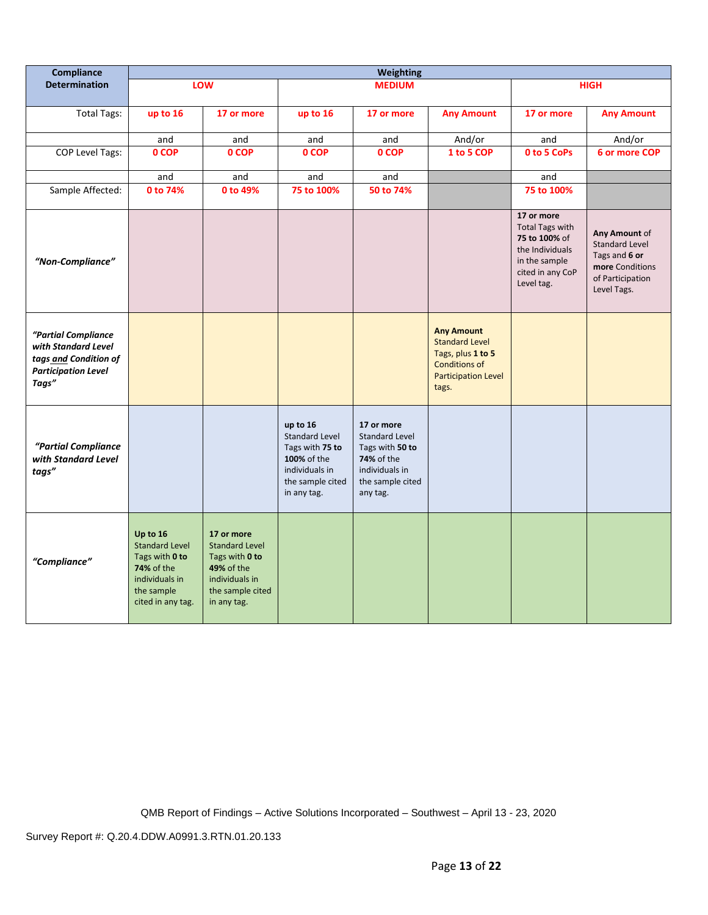| Compliance Determination | Weighting | | | | | | |
|---|---|---|---|---|---|---|---|
| | LOW | | MEDIUM | | | HIGH | |
| Total Tags: | up to 16 | 17 or more | up to 16 | 17 or more | Any Amount | 17 or more | Any Amount |
| | and | and | and | and | And/or | and | And/or |
| COP Level Tags: | 0 COP | 0 COP | 0 COP | 0 COP | 1 to 5 COP | 0 to 5 CoPs | 6 or more COP |
| | and | and | and | and | | and | |
| Sample Affected: | 0 to 74% | 0 to 49% | 75 to 100% | 50 to 74% | | 75 to 100% | |
| *"Non-Compliance"* | | | | | | **17 or more** Total Tags with **75 to 100%** of the Individuals in the sample cited in any CoP Level tag. | **Any Amount** of Standard Level Tags and **6 or more** Conditions of Participation Level Tags. |
| *"Partial Compliance with Standard Level tags and Condition of Participation Level Tags"* | | | | | **Any Amount** Standard Level Tags, plus **1 to 5** Conditions of Participation Level tags. | | |
| *"Partial Compliance with Standard Level tags"* | | | **up to 16** Standard Level Tags with **75 to 100%** of the individuals in the sample cited in any tag. | **17 or more** Standard Level Tags with **50 to 74%** of the individuals in the sample cited any tag. | | | |
| *"Compliance"* | **Up to 16** Standard Level Tags with **0 to 74%** of the individuals in the sample cited in any tag. | **17 or more** Standard Level Tags with **0 to 49%** of the individuals in the sample cited in any tag. | | | | | |

QMB Report of Findings – Active Solutions Incorporated – Southwest – April 13 - 23, 2020

Survey Report #: Q.20.4.DDW.A0991.3.RTN.01.20.133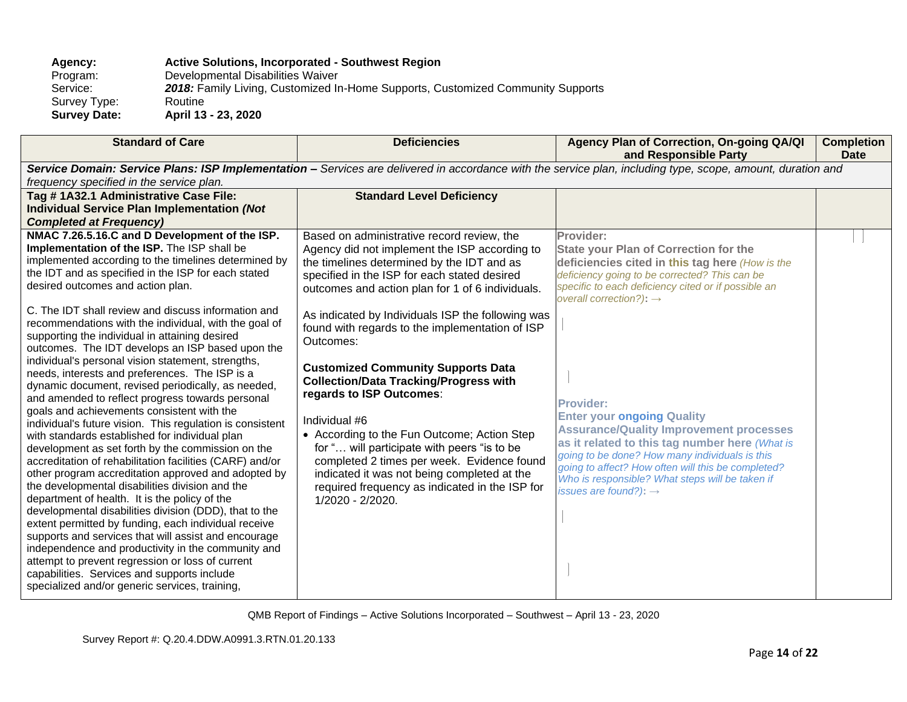**Agency:** **Active Solutions, Incorporated - Southwest Region**
Program: Developmental Disabilities Waiver
Service: ***2018:*** Family Living, Customized In-Home Supports, Customized Community Supports
Survey Type: Routine
**Survey Date:** **April 13 - 23, 2020**

| Standard of Care | Deficiencies | Agency Plan of Correction, On-going QA/QI and Responsible Party | Completion Date |
|---|---|---|---|
| ***Service Domain: Service Plans: ISP Implementation –*** *Services are delivered in accordance with the service plan, including type, scope, amount, duration and frequency specified in the service plan.* | | | |
| **Tag # 1A32.1 Administrative Case File: Individual Service Plan Implementation *(Not Completed at Frequency)*** | **Standard Level Deficiency** | | |
| **NMAC 7.26.5.16.C and D Development of the ISP. Implementation of the ISP.** The ISP shall be implemented according to the timelines determined by the IDT and as specified in the ISP for each stated desired outcomes and action plan.<br><br>C. The IDT shall review and discuss information and recommendations with the individual, with the goal of supporting the individual in attaining desired outcomes. The IDT develops an ISP based upon the individual's personal vision statement, strengths, needs, interests and preferences. The ISP is a dynamic document, revised periodically, as needed, and amended to reflect progress towards personal goals and achievements consistent with the individual's future vision. This regulation is consistent with standards established for individual plan development as set forth by the commission on the accreditation of rehabilitation facilities (CARF) and/or other program accreditation approved and adopted by the developmental disabilities division and the department of health. It is the policy of the developmental disabilities division (DDD), that to the extent permitted by funding, each individual receive supports and services that will assist and encourage independence and productivity in the community and attempt to prevent regression or loss of current capabilities. Services and supports include specialized and/or generic services, training, | Based on administrative record review, the Agency did not implement the ISP according to the timelines determined by the IDT and as specified in the ISP for each stated desired outcomes and action plan for 1 of 6 individuals.<br><br>As indicated by Individuals ISP the following was found with regards to the implementation of ISP Outcomes:<br><br>**Customized Community Supports Data Collection/Data Tracking/Progress with regards to ISP Outcomes**:<br><br>Individual #6<br>• According to the Fun Outcome; Action Step for "… will participate with peers "is to be completed 2 times per week. Evidence found indicated it was not being completed at the required frequency as indicated in the ISP for 1/2020 - 2/2020. | **Provider:**<br>**State your Plan of Correction for the deficiencies cited in this tag here** *(How is the deficiency going to be corrected? This can be specific to each deficiency cited or if possible an overall correction?)*: →<br><br>**Provider:**<br>**Enter your ongoing Quality Assurance/Quality Improvement processes as it related to this tag number here** *(What is going to be done? How many individuals is this going to affect? How often will this be completed? Who is responsible? What steps will be taken if issues are found?)*: → | |

QMB Report of Findings – Active Solutions Incorporated – Southwest – April 13 - 23, 2020

Survey Report #: Q.20.4.DDW.A0991.3.RTN.01.20.133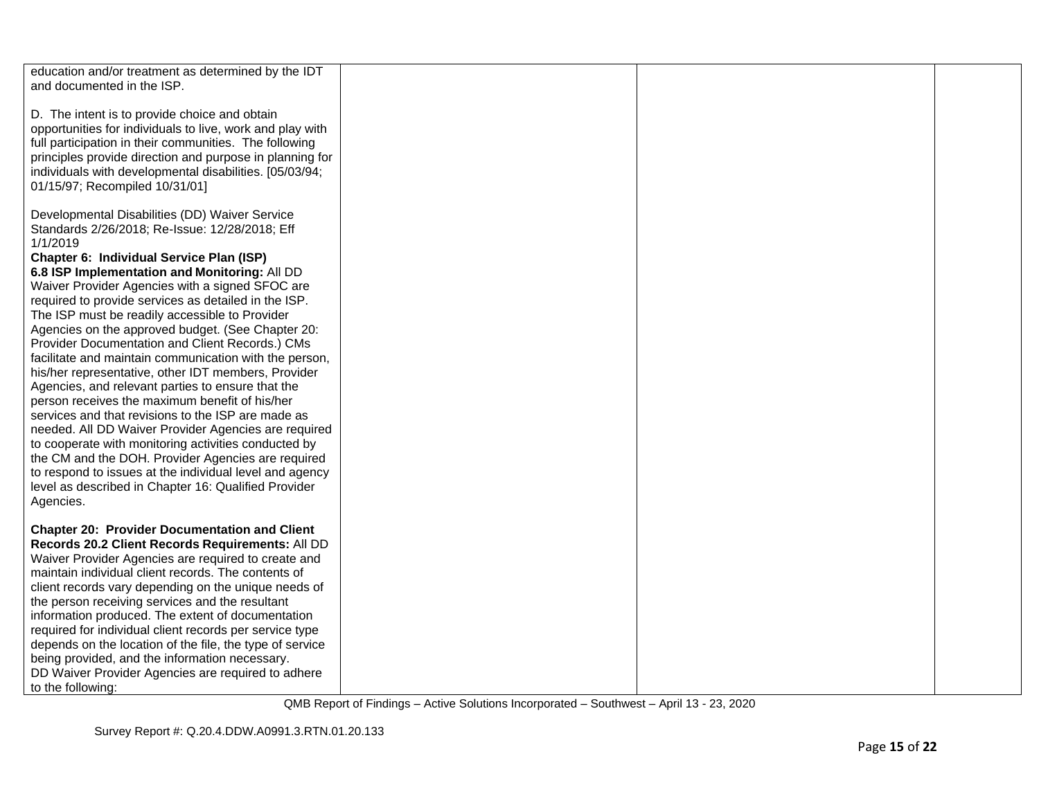| | | | |
|---|---|---|---|
| education and/or treatment as determined by the IDT and documented in the ISP.<br><br>D. The intent is to provide choice and obtain opportunities for individuals to live, work and play with full participation in their communities. The following principles provide direction and purpose in planning for individuals with developmental disabilities. [05/03/94; 01/15/97; Recompiled 10/31/01]<br><br>Developmental Disabilities (DD) Waiver Service Standards 2/26/2018; Re-Issue: 12/28/2018; Eff 1/1/2019<br>**Chapter 6: Individual Service Plan (ISP)**<br>**6.8 ISP Implementation and Monitoring:** All DD Waiver Provider Agencies with a signed SFOC are required to provide services as detailed in the ISP. The ISP must be readily accessible to Provider Agencies on the approved budget. (See Chapter 20: Provider Documentation and Client Records.) CMs facilitate and maintain communication with the person, his/her representative, other IDT members, Provider Agencies, and relevant parties to ensure that the person receives the maximum benefit of his/her services and that revisions to the ISP are made as needed. All DD Waiver Provider Agencies are required to cooperate with monitoring activities conducted by the CM and the DOH. Provider Agencies are required to respond to issues at the individual level and agency level as described in Chapter 16: Qualified Provider Agencies.<br><br>**Chapter 20: Provider Documentation and Client Records 20.2 Client Records Requirements:** All DD Waiver Provider Agencies are required to create and maintain individual client records. The contents of client records vary depending on the unique needs of the person receiving services and the resultant information produced. The extent of documentation required for individual client records per service type depends on the location of the file, the type of service being provided, and the information necessary.<br>DD Waiver Provider Agencies are required to adhere to the following: | | | |

QMB Report of Findings – Active Solutions Incorporated – Southwest – April 13 - 23, 2020

Survey Report #: Q.20.4.DDW.A0991.3.RTN.01.20.133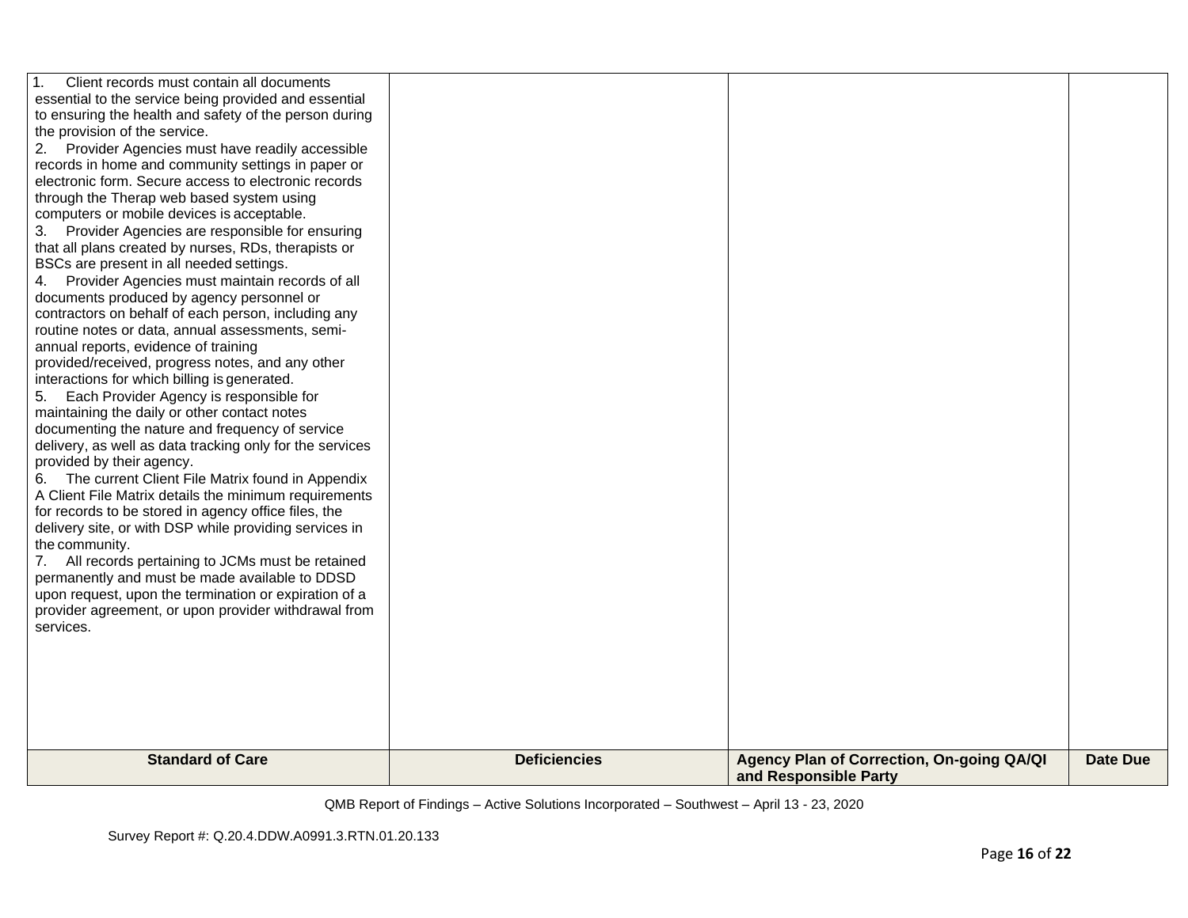| Standard of Care | Deficiencies | Agency Plan of Correction, On-going QA/QI and Responsible Party | Date Due |
|---|---|---|---|
| 1. Client records must contain all documents essential to the service being provided and essential to ensuring the health and safety of the person during the provision of the service.<br>2. Provider Agencies must have readily accessible records in home and community settings in paper or electronic form. Secure access to electronic records through the Therap web based system using computers or mobile devices is acceptable.<br>3. Provider Agencies are responsible for ensuring that all plans created by nurses, RDs, therapists or BSCs are present in all needed settings.<br>4. Provider Agencies must maintain records of all documents produced by agency personnel or contractors on behalf of each person, including any routine notes or data, annual assessments, semi-annual reports, evidence of training provided/received, progress notes, and any other interactions for which billing is generated.<br>5. Each Provider Agency is responsible for maintaining the daily or other contact notes documenting the nature and frequency of service delivery, as well as data tracking only for the services provided by their agency.<br>6. The current Client File Matrix found in Appendix A Client File Matrix details the minimum requirements for records to be stored in agency office files, the delivery site, or with DSP while providing services in the community.<br>7. All records pertaining to JCMs must be retained permanently and must be made available to DDSD upon request, upon the termination or expiration of a provider agreement, or upon provider withdrawal from services. | | | |

QMB Report of Findings – Active Solutions Incorporated – Southwest – April 13 - 23, 2020

Survey Report #: Q.20.4.DDW.A0991.3.RTN.01.20.133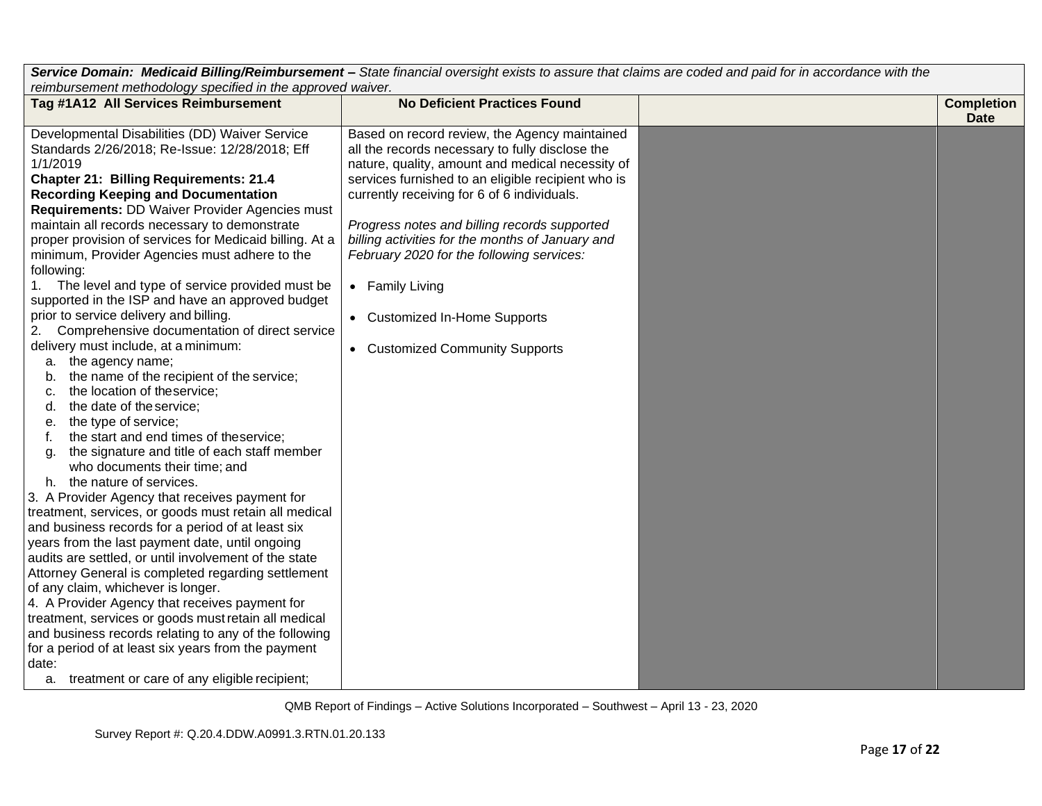| ***Service Domain: Medicaid Billing/Reimbursement –*** *State financial oversight exists to assure that claims are coded and paid for in accordance with the reimbursement methodology specified in the approved waiver.* | | | |
|---|---|---|---|
| **Tag #1A12 All Services Reimbursement** | **No Deficient Practices Found** | | **Completion Date** |
| Developmental Disabilities (DD) Waiver Service Standards 2/26/2018; Re-Issue: 12/28/2018; Eff 1/1/2019<br>**Chapter 21: Billing Requirements: 21.4 Recording Keeping and Documentation Requirements:** DD Waiver Provider Agencies must maintain all records necessary to demonstrate proper provision of services for Medicaid billing. At a minimum, Provider Agencies must adhere to the following:<br>1. The level and type of service provided must be supported in the ISP and have an approved budget prior to service delivery and billing.<br>2. Comprehensive documentation of direct service delivery must include, at a minimum:<br>a. the agency name;<br>b. the name of the recipient of the service;<br>c. the location of the service;<br>d. the date of the service;<br>e. the type of service;<br>f. the start and end times of the service;<br>g. the signature and title of each staff member who documents their time; and<br>h. the nature of services.<br>3. A Provider Agency that receives payment for treatment, services, or goods must retain all medical and business records for a period of at least six years from the last payment date, until ongoing audits are settled, or until involvement of the state Attorney General is completed regarding settlement of any claim, whichever is longer.<br>4. A Provider Agency that receives payment for treatment, services or goods must retain all medical and business records relating to any of the following for a period of at least six years from the payment date:<br>a. treatment or care of any eligible recipient; | Based on record review, the Agency maintained all the records necessary to fully disclose the nature, quality, amount and medical necessity of services furnished to an eligible recipient who is currently receiving for 6 of 6 individuals.<br><br>*Progress notes and billing records supported billing activities for the months of January and February 2020 for the following services:*<br><br>• Family Living<br>• Customized In-Home Supports<br>• Customized Community Supports | | |

QMB Report of Findings – Active Solutions Incorporated – Southwest – April 13 - 23, 2020

Survey Report #: Q.20.4.DDW.A0991.3.RTN.01.20.133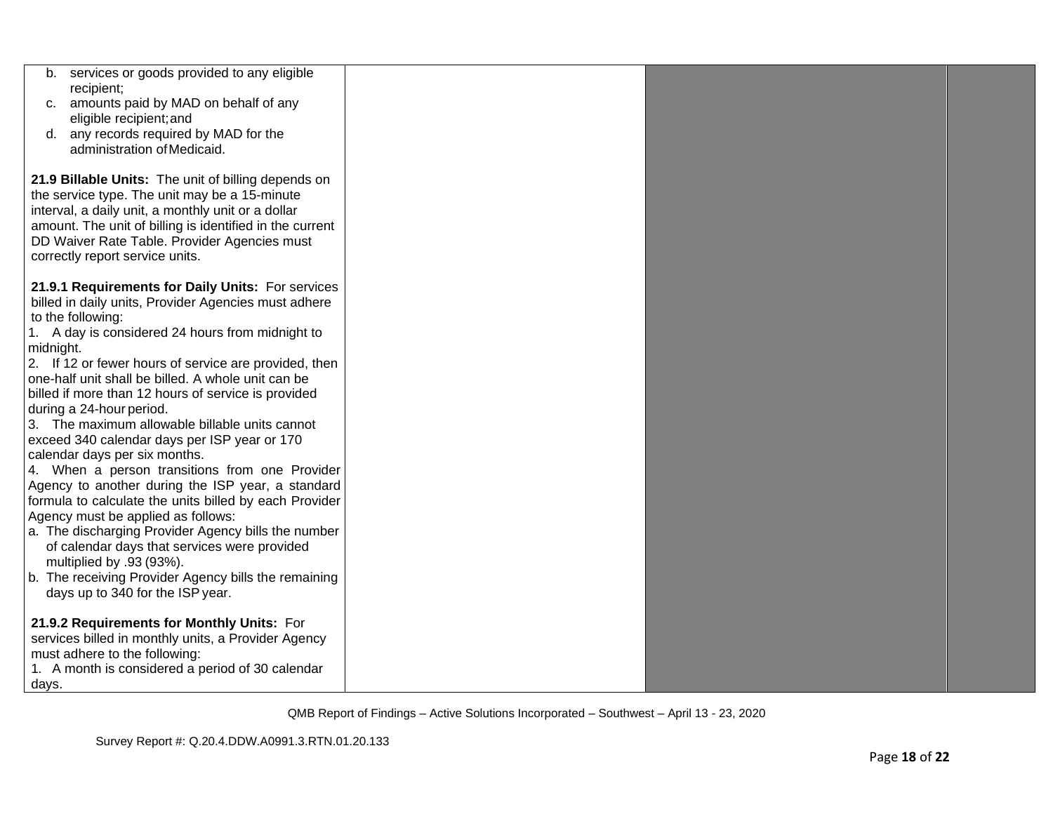| | | | |
|---|---|---|---|
| b. services or goods provided to any eligible recipient;<br>c. amounts paid by MAD on behalf of any eligible recipient; and<br>d. any records required by MAD for the administration of Medicaid.<br><br>**21.9 Billable Units:** The unit of billing depends on the service type. The unit may be a 15-minute interval, a daily unit, a monthly unit or a dollar amount. The unit of billing is identified in the current DD Waiver Rate Table. Provider Agencies must correctly report service units.<br><br>**21.9.1 Requirements for Daily Units:** For services billed in daily units, Provider Agencies must adhere to the following:<br>1. A day is considered 24 hours from midnight to midnight.<br>2. If 12 or fewer hours of service are provided, then one-half unit shall be billed. A whole unit can be billed if more than 12 hours of service is provided during a 24-hour period.<br>3. The maximum allowable billable units cannot exceed 340 calendar days per ISP year or 170 calendar days per six months.<br>4. When a person transitions from one Provider Agency to another during the ISP year, a standard formula to calculate the units billed by each Provider Agency must be applied as follows:<br>a. The discharging Provider Agency bills the number of calendar days that services were provided multiplied by .93 (93%).<br>b. The receiving Provider Agency bills the remaining days up to 340 for the ISP year.<br><br>**21.9.2 Requirements for Monthly Units:** For services billed in monthly units, a Provider Agency must adhere to the following:<br>1. A month is considered a period of 30 calendar days. | | | |

QMB Report of Findings – Active Solutions Incorporated – Southwest – April 13 - 23, 2020

Survey Report #: Q.20.4.DDW.A0991.3.RTN.01.20.133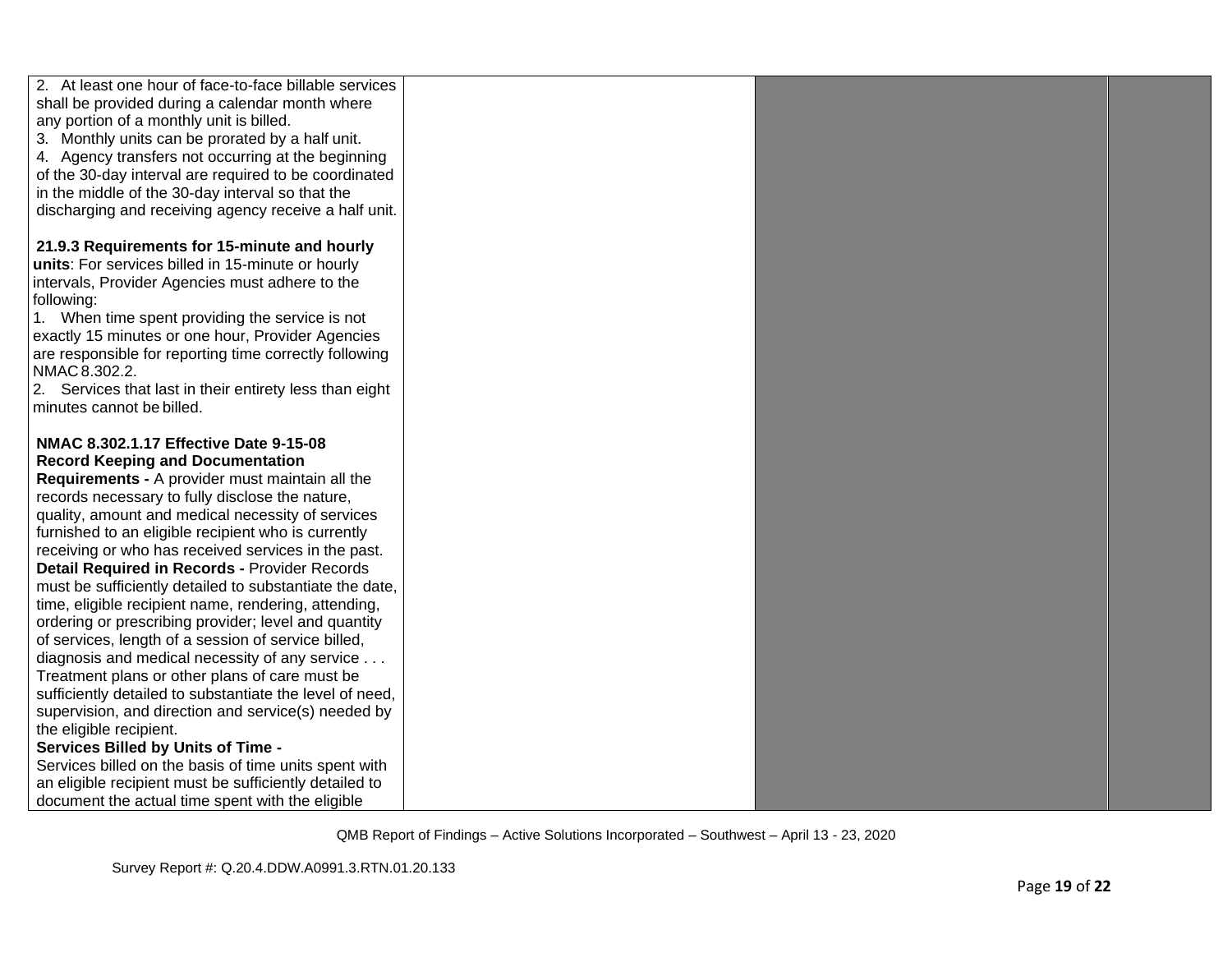| | | | |
|---|---|---|---|
| 2. At least one hour of face-to-face billable services shall be provided during a calendar month where any portion of a monthly unit is billed.<br>3. Monthly units can be prorated by a half unit.<br>4. Agency transfers not occurring at the beginning of the 30-day interval are required to be coordinated in the middle of the 30-day interval so that the discharging and receiving agency receive a half unit.<br><br>**21.9.3 Requirements for 15-minute and hourly units**: For services billed in 15-minute or hourly intervals, Provider Agencies must adhere to the following:<br>1. When time spent providing the service is not exactly 15 minutes or one hour, Provider Agencies are responsible for reporting time correctly following NMAC 8.302.2.<br>2. Services that last in their entirety less than eight minutes cannot be billed.<br><br>**NMAC 8.302.1.17 Effective Date 9-15-08 Record Keeping and Documentation Requirements -** A provider must maintain all the records necessary to fully disclose the nature, quality, amount and medical necessity of services furnished to an eligible recipient who is currently receiving or who has received services in the past.<br>**Detail Required in Records -** Provider Records must be sufficiently detailed to substantiate the date, time, eligible recipient name, rendering, attending, ordering or prescribing provider; level and quantity of services, length of a session of service billed, diagnosis and medical necessity of any service . . . Treatment plans or other plans of care must be sufficiently detailed to substantiate the level of need, supervision, and direction and service(s) needed by the eligible recipient.<br>**Services Billed by Units of Time -** Services billed on the basis of time units spent with an eligible recipient must be sufficiently detailed to document the actual time spent with the eligible | | | |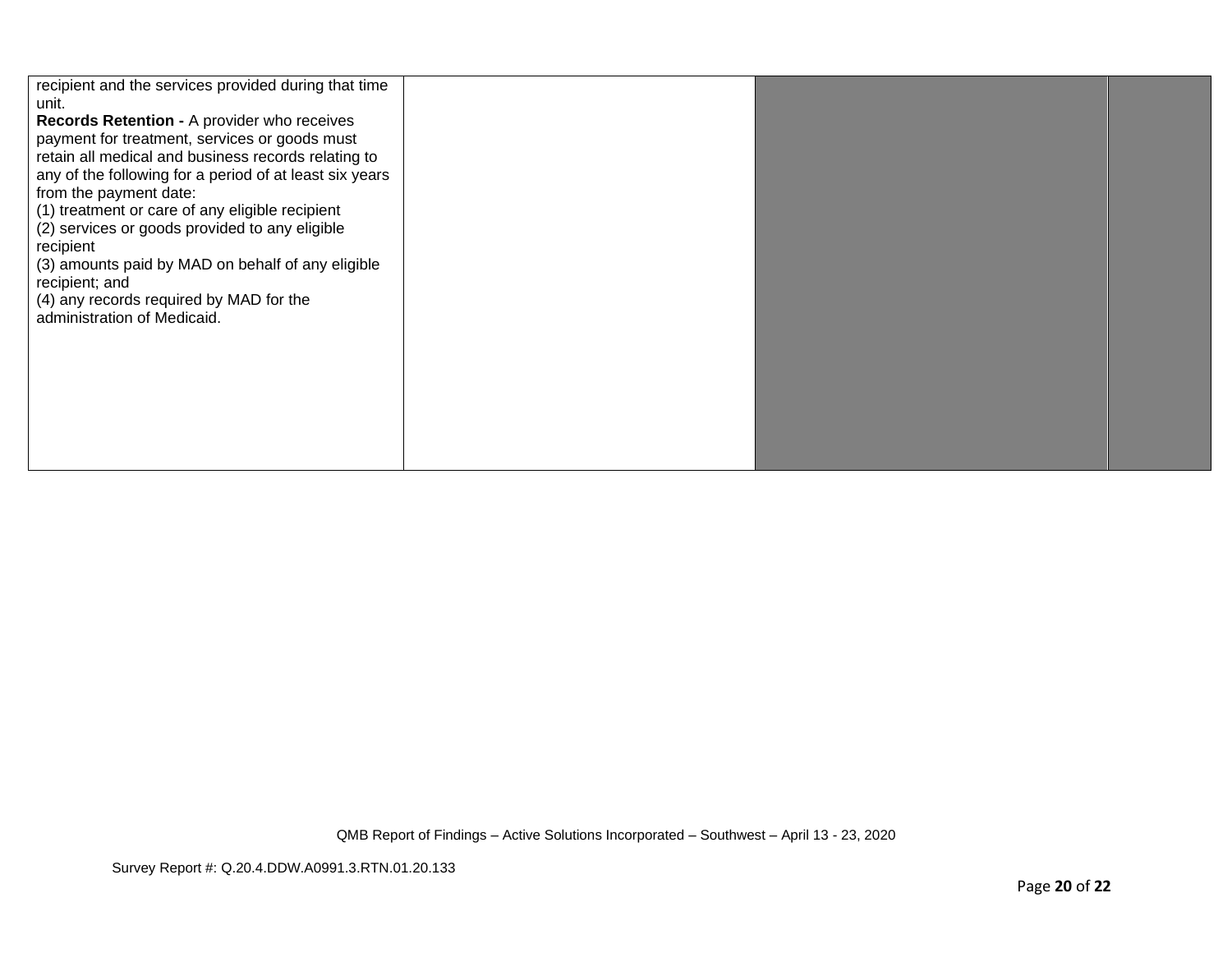| | | | |
|---|---|---|---|
| recipient and the services provided during that time unit.<br>**Records Retention -** A provider who receives payment for treatment, services or goods must retain all medical and business records relating to any of the following for a period of at least six years from the payment date:<br>(1) treatment or care of any eligible recipient<br>(2) services or goods provided to any eligible recipient<br>(3) amounts paid by MAD on behalf of any eligible recipient; and<br>(4) any records required by MAD for the administration of Medicaid. | | | |

QMB Report of Findings – Active Solutions Incorporated – Southwest – April 13 - 23, 2020

Survey Report #: Q.20.4.DDW.A0991.3.RTN.01.20.133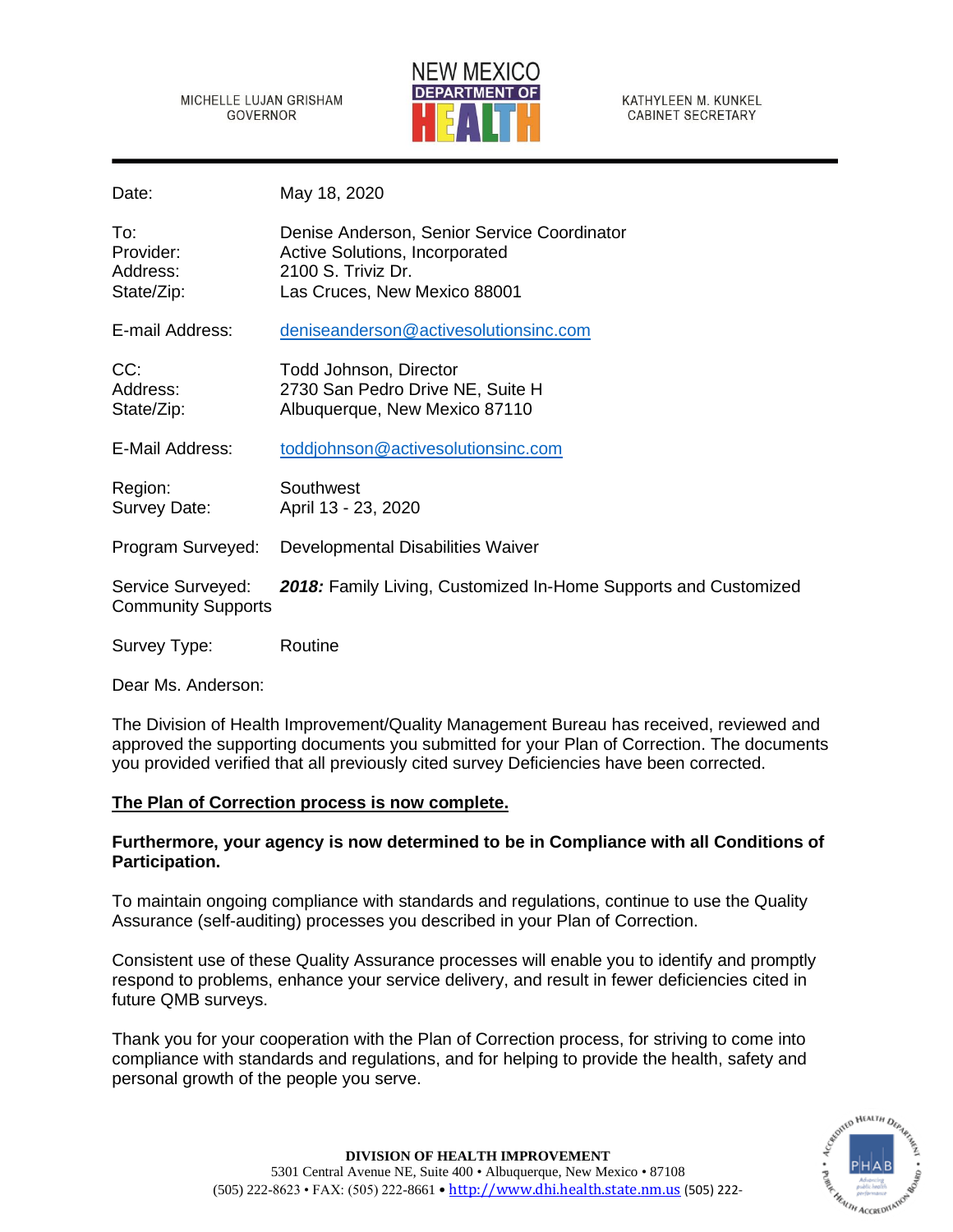MICHELLE LUJAN GRISHAM
GOVERNOR

NEW MEXICO
DEPARTMENT OF
HEALTH

KATHYLEEN M. KUNKEL
CABINET SECRETARY

---

Date: May 18, 2020

To: Denise Anderson, Senior Service Coordinator
Provider: Active Solutions, Incorporated
Address: 2100 S. Triviz Dr.
State/Zip: Las Cruces, New Mexico 88001

E-mail Address: deniseanderson@activesolutionsinc.com

CC: Todd Johnson, Director
Address: 2730 San Pedro Drive NE, Suite H
State/Zip: Albuquerque, New Mexico 87110

E-Mail Address: toddjohnson@activesolutionsinc.com

Region: Southwest
Survey Date: April 13 - 23, 2020

Program Surveyed: Developmental Disabilities Waiver

Service Surveyed: ***2018:*** Family Living, Customized In-Home Supports and Customized Community Supports

Survey Type: Routine

Dear Ms. Anderson:

The Division of Health Improvement/Quality Management Bureau has received, reviewed and approved the supporting documents you submitted for your Plan of Correction. The documents you provided verified that all previously cited survey Deficiencies have been corrected.

**<u>The Plan of Correction process is now complete.</u>**

**Furthermore, your agency is now determined to be in Compliance with all Conditions of Participation.**

To maintain ongoing compliance with standards and regulations, continue to use the Quality Assurance (self-auditing) processes you described in your Plan of Correction.

Consistent use of these Quality Assurance processes will enable you to identify and promptly respond to problems, enhance your service delivery, and result in fewer deficiencies cited in future QMB surveys.

Thank you for your cooperation with the Plan of Correction process, for striving to come into compliance with standards and regulations, and for helping to provide the health, safety and personal growth of the people you serve.

**DIVISION OF HEALTH IMPROVEMENT**
5301 Central Avenue NE, Suite 400 • Albuquerque, New Mexico • 87108
(505) 222-8623 • FAX: (505) 222-8661 • http://www.dhi.health.state.nm.us (505) 222-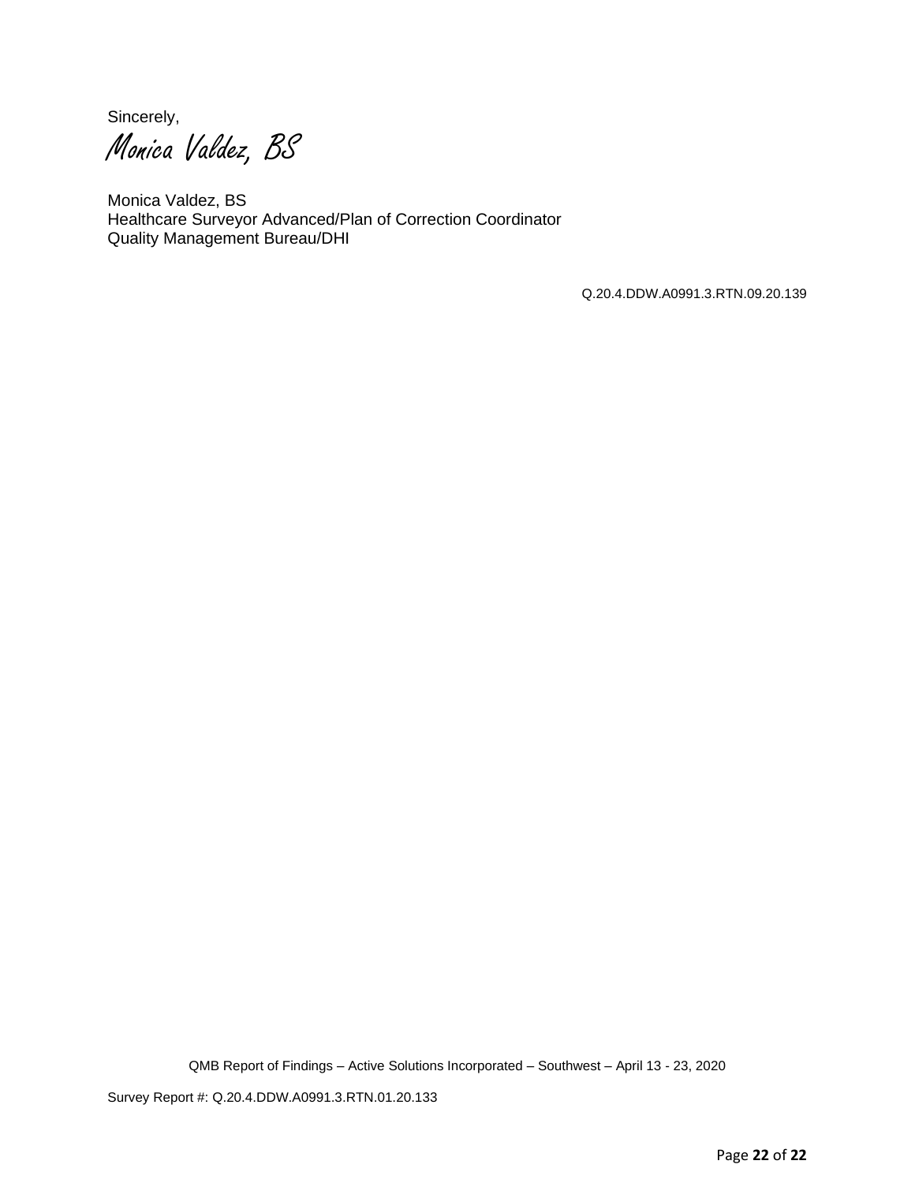Sincerely,

*Monica Valdez, BS*

Monica Valdez, BS
Healthcare Surveyor Advanced/Plan of Correction Coordinator
Quality Management Bureau/DHI

Q.20.4.DDW.A0991.3.RTN.09.20.139